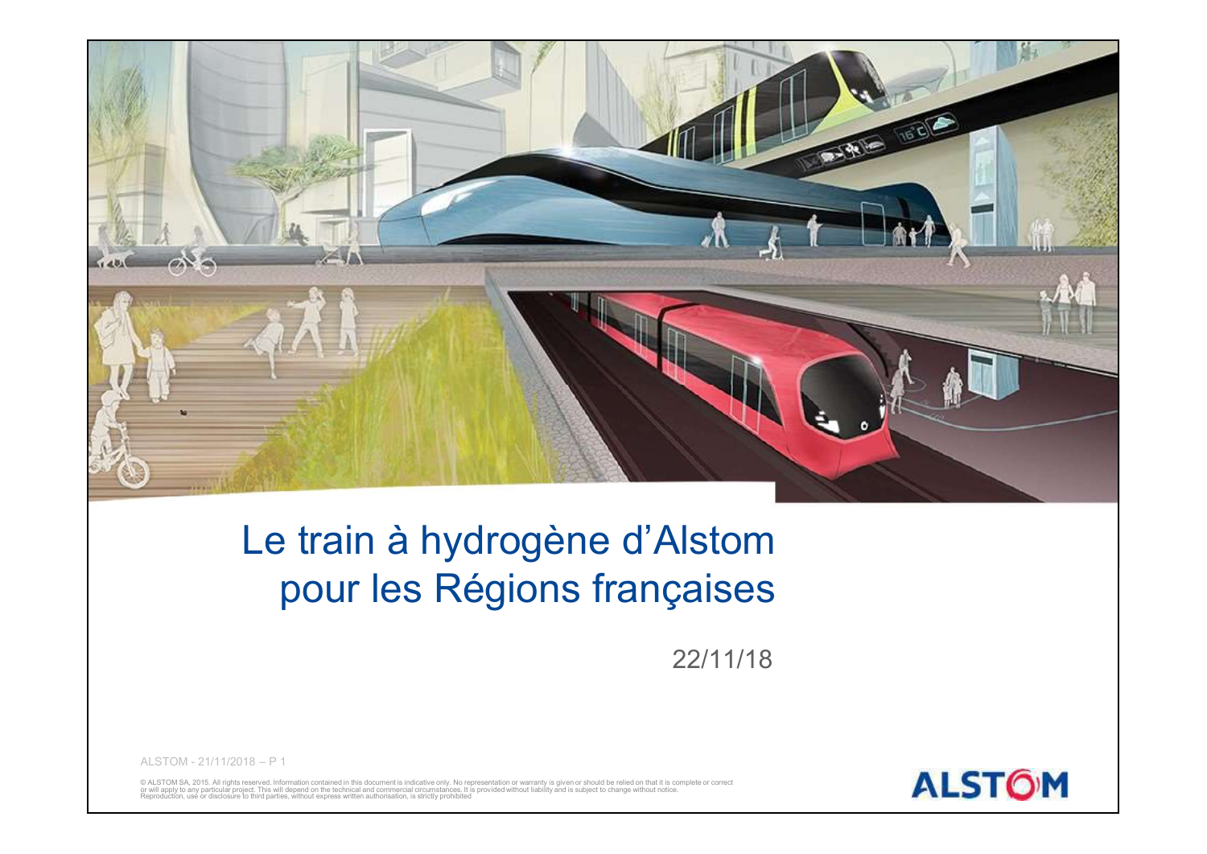# Le train à hydrogène d'Alstom pour les Régions françaises

22/11/18

© ALSTOM SA, 2015. All rights reserved. Information contained in this document is indicative only. No representation or warranty is given or should be relied on that it is complete or correct or will apply to any particular project. This will depend on the technical and commercial circumstances. It is provided without liability and is subject to change without notice. Reproduction, use or disclosure to third parties, without express written authorisation, is strictly prohibited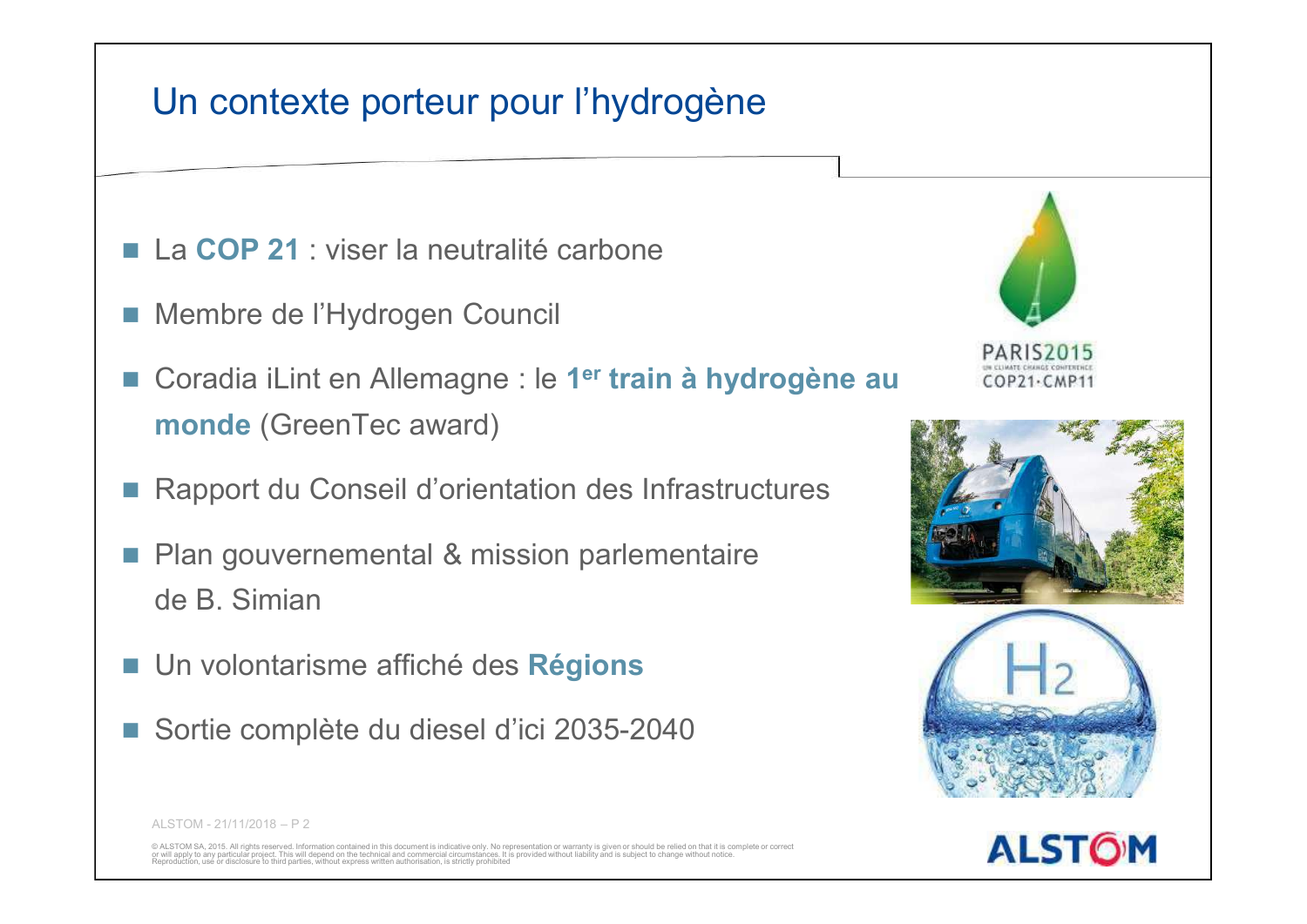# Un contexte porteur pour l'hydrogène

- La **COP 21** : viser la neutralité carbone
- Membre de l'Hydrogen Council
- Coradia iLint en Allemagne : le **1er train à hydrogène au monde** (GreenTec award)
- Rapport du Conseil d'orientation des Infrastructures
- Plan gouvernemental & mission parlementaire de B. Simian
- Un volontarisme affiché des **Régions**
- Sortie complète du diesel d'ici 2035-2040

© ALSTOM SA, 2015. All rights reserved. Information contained in this document is indicative only. No representation or warranty is given or should be relied on that it is complete or correct or will apply to any particular project. This will depend on the technical and commercial circumstances. It is provided without liability and is subject to change without notice. Reproduction, use or disclosure to third parties, without express written authorisation, is strictly prohibited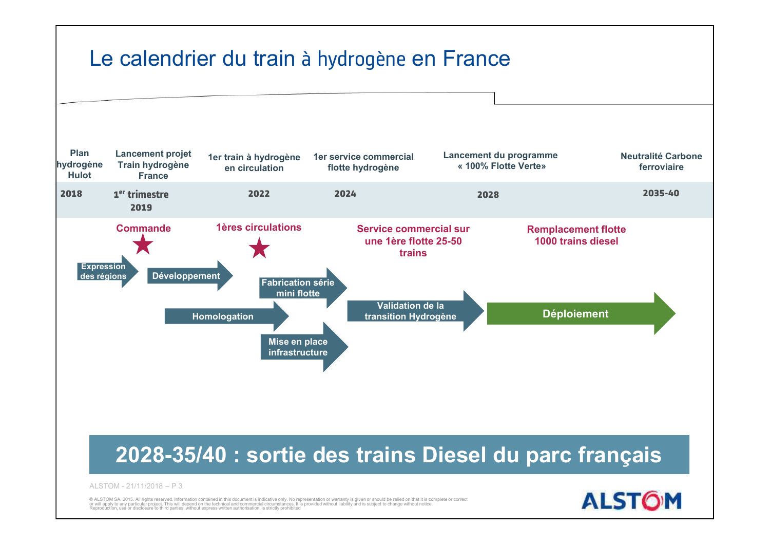# Le calendrier du train à hydrogène en France

| Plan hydrogène Hulot | Lancement projet Train hydrogène France | 1er train à hydrogène en circulation | 1er service commercial flotte hydrogène | Lancement du programme « 100% Flotte Verte» | Neutralité Carbone ferroviaire |
|---|---|---|---|---|---|
| 2018 | 1er trimestre 2019 | 2022 | 2024 | 2028 | 2035-40 |

**Commande**

**1ères circulations**

**Service commercial sur une 1ère flotte 25-50 trains**

**Remplacement flotte 1000 trains diesel**

- Expression des régions
- Développement
- Homologation
- Fabrication série mini flotte
- Mise en place infrastructure
- Validation de la transition Hydrogène
- Déploiement

## 2028-35/40 : sortie des trains Diesel du parc français

ALSTOM - 21/11/2018

© ALSTOM SA, 2015. All rights reserved. Information contained in this document is indicative only. No representation or warranty is given or should be relied on that it is complete or correct or will apply to any particular project. This will depend on the technical and commercial circumstances. It is provided without liability and is subject to change without notice. Reproduction, use or disclosure to third parties, without express written authorisation, is strictly prohibited

ALSTOM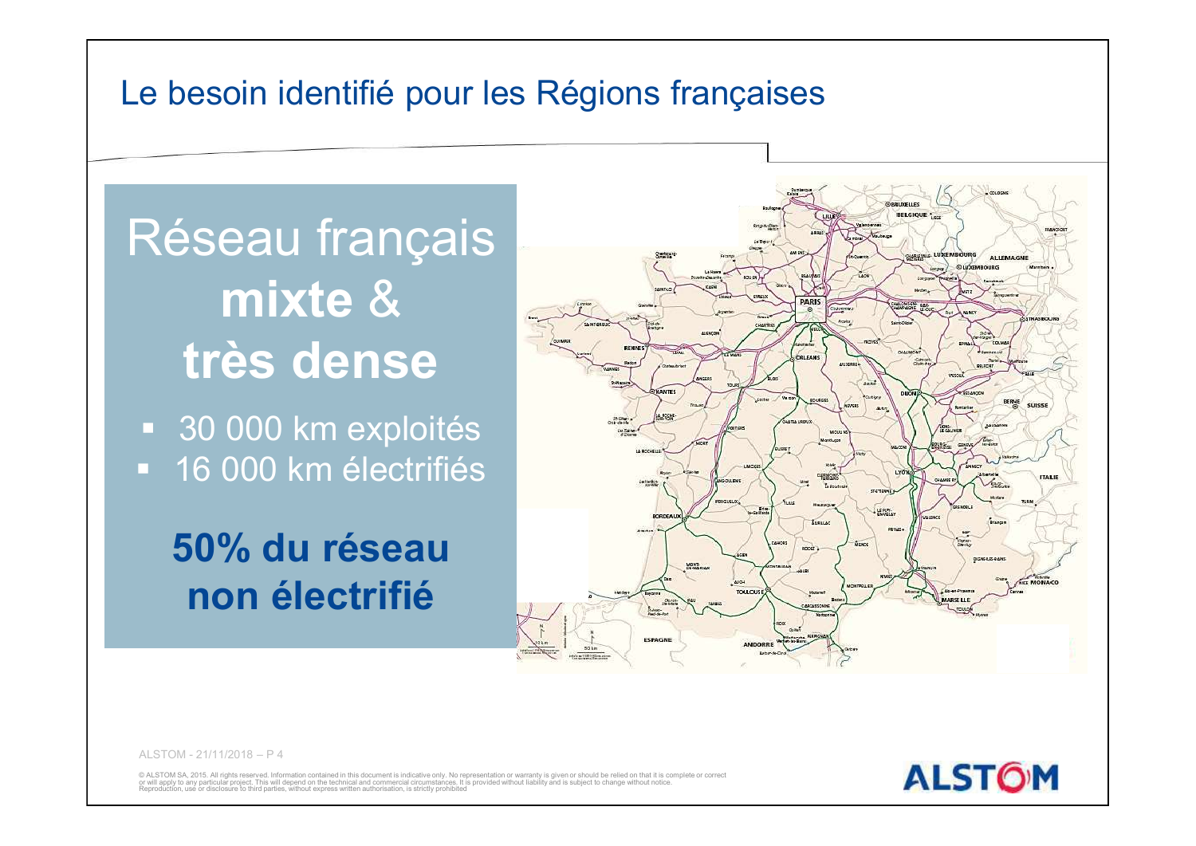# Le besoin identifié pour les Régions françaises

## Réseau français **mixte** & **très dense**

- 30 000 km exploités
- 16 000 km électrifiés

**50% du réseau non électrifié**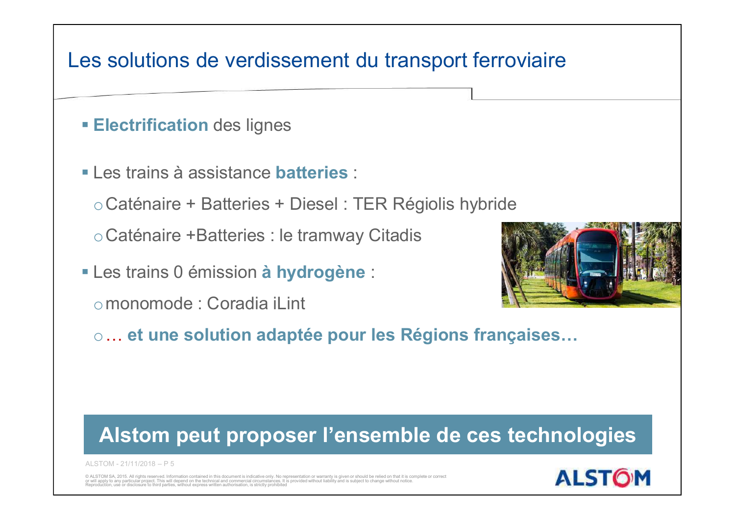# Les solutions de verdissement du transport ferroviaire

- **Electrification** des lignes
- Les trains à assistance **batteries** :
  - Caténaire + Batteries + Diesel : TER Régiolis hybride
  - Caténaire +Batteries : le tramway Citadis
- Les trains 0 émission **à hydrogène** :
  - monomode : Coradia iLint
  - … **et une solution adaptée pour les Régions françaises…**

**Alstom peut proposer l'ensemble de ces technologies**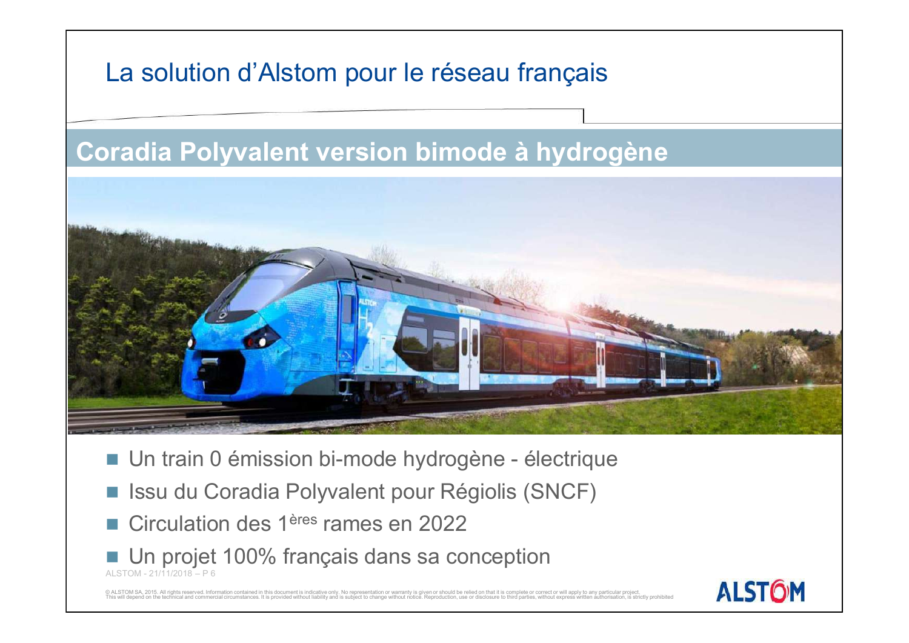# La solution d'Alstom pour le réseau français

## Coradia Polyvalent version bimode à hydrogène

- Un train 0 émission bi-mode hydrogène - électrique
- Issu du Coradia Polyvalent pour Régiolis (SNCF)
- Circulation des 1ères rames en 2022
- Un projet 100% français dans sa conception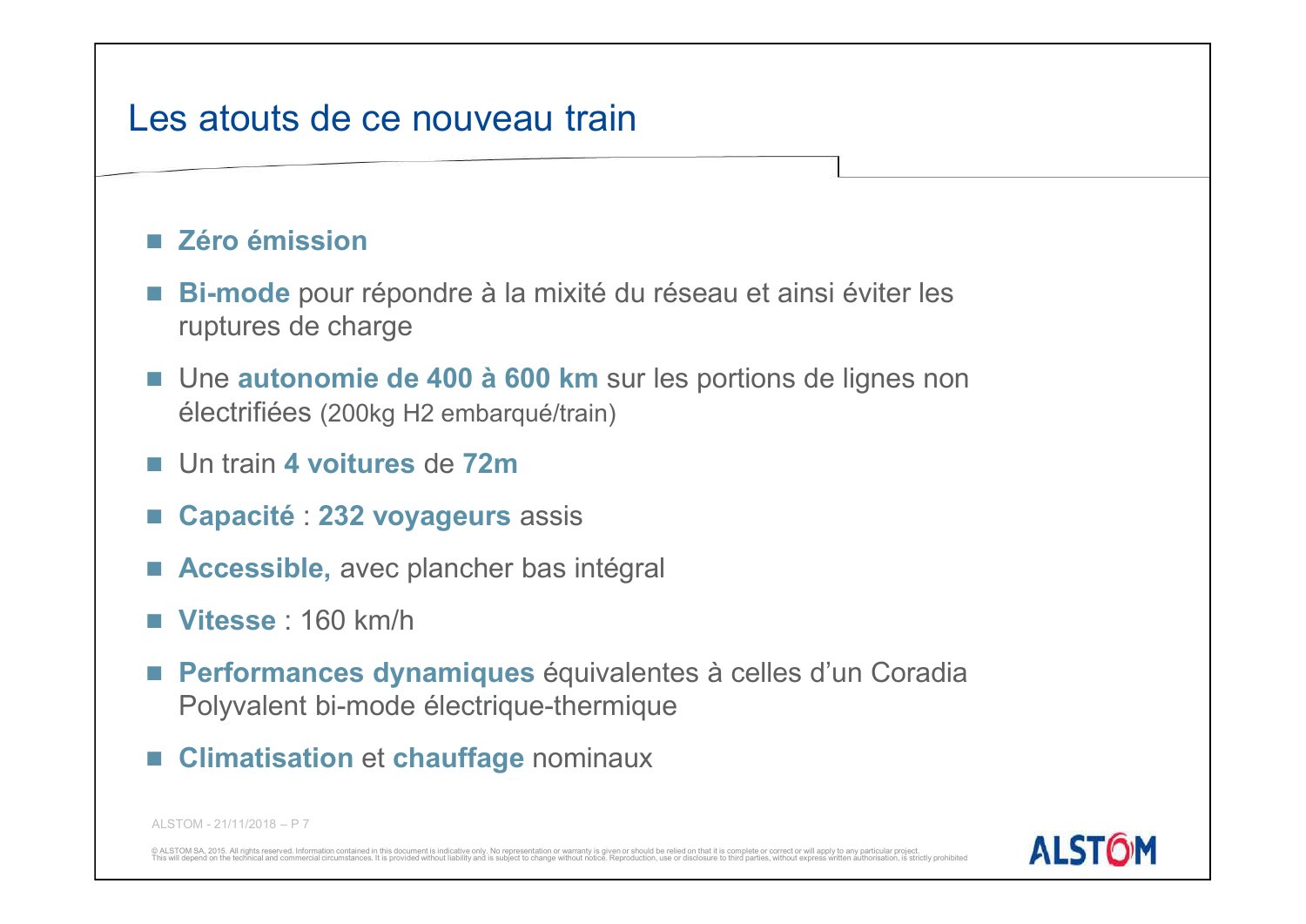# Les atouts de ce nouveau train

- **Zéro émission**
- **Bi-mode** pour répondre à la mixité du réseau et ainsi éviter les ruptures de charge
- Une **autonomie de 400 à 600 km** sur les portions de lignes non électrifiées (200kg H2 embarqué/train)
- Un train **4 voitures** de **72m**
- **Capacité** : **232 voyageurs** assis
- **Accessible,** avec plancher bas intégral
- **Vitesse** : 160 km/h
- **Performances dynamiques** équivalentes à celles d'un Coradia Polyvalent bi-mode électrique-thermique
- **Climatisation** et **chauffage** nominaux

ALSTOM - 21/11/2018 – P 7

© ALSTOM SA, 2015. All rights reserved. Information contained in this document is indicative only. No representation or warranty is given or should be relied on that it is complete or correct or will apply to any particular project. This will depend on the technical and commercial circumstances. It is provided without liability and is subject to change without notice. Reproduction, use or disclosure to third parties, without express written authorisation, is strictly prohibited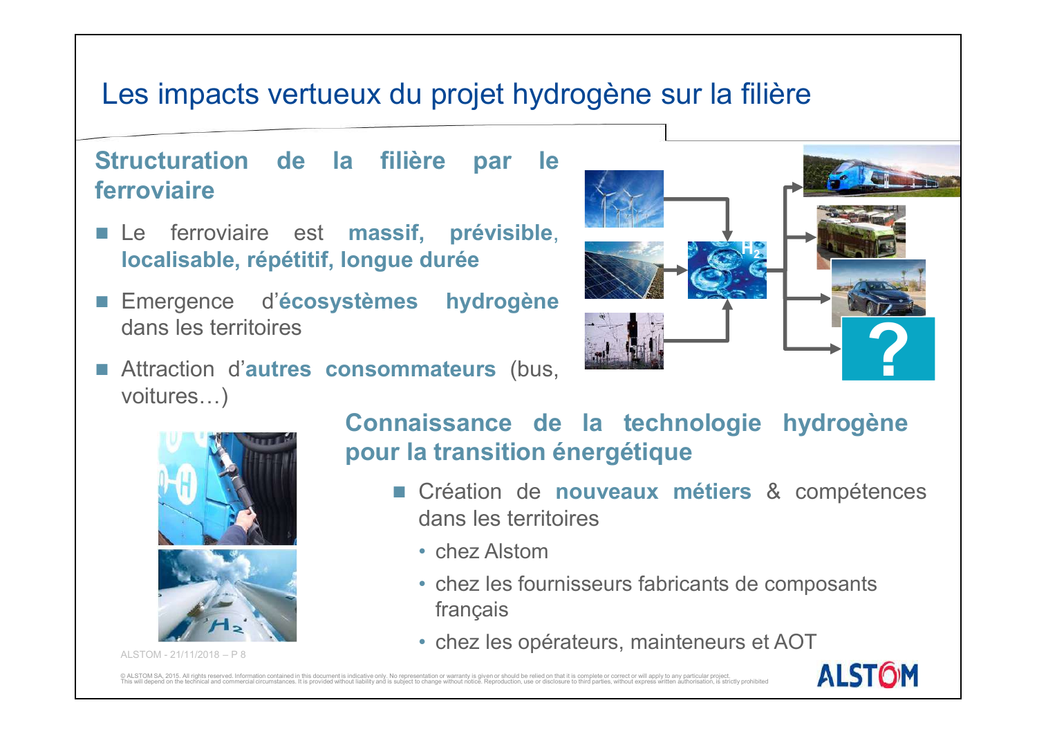# Les impacts vertueux du projet hydrogène sur la filière

## Structuration de la filière par le ferroviaire

- Le ferroviaire est **massif, prévisible**, **localisable, répétitif, longue durée**
- Emergence d'**écosystèmes hydrogène** dans les territoires
- Attraction d'**autres consommateurs** (bus, voitures…)

## Connaissance de la technologie hydrogène pour la transition énergétique

- Création de **nouveaux métiers** & compétences dans les territoires
  - chez Alstom
  - chez les fournisseurs fabricants de composants français
  - chez les opérateurs, mainteneurs et AOT

ALSTOM - 21/11/2018 – P 8

© ALSTOM SA, 2015. All rights reserved. Information contained in this document is indicative only. No representation or warranty is given or should be relied on that it is complete or correct or will apply to any particular project. This will depend on the technical and commercial circumstances. It is provided without liability and is subject to change without notice. Reproduction, use or disclosure to third parties, without express written authorisation, is strictly prohibited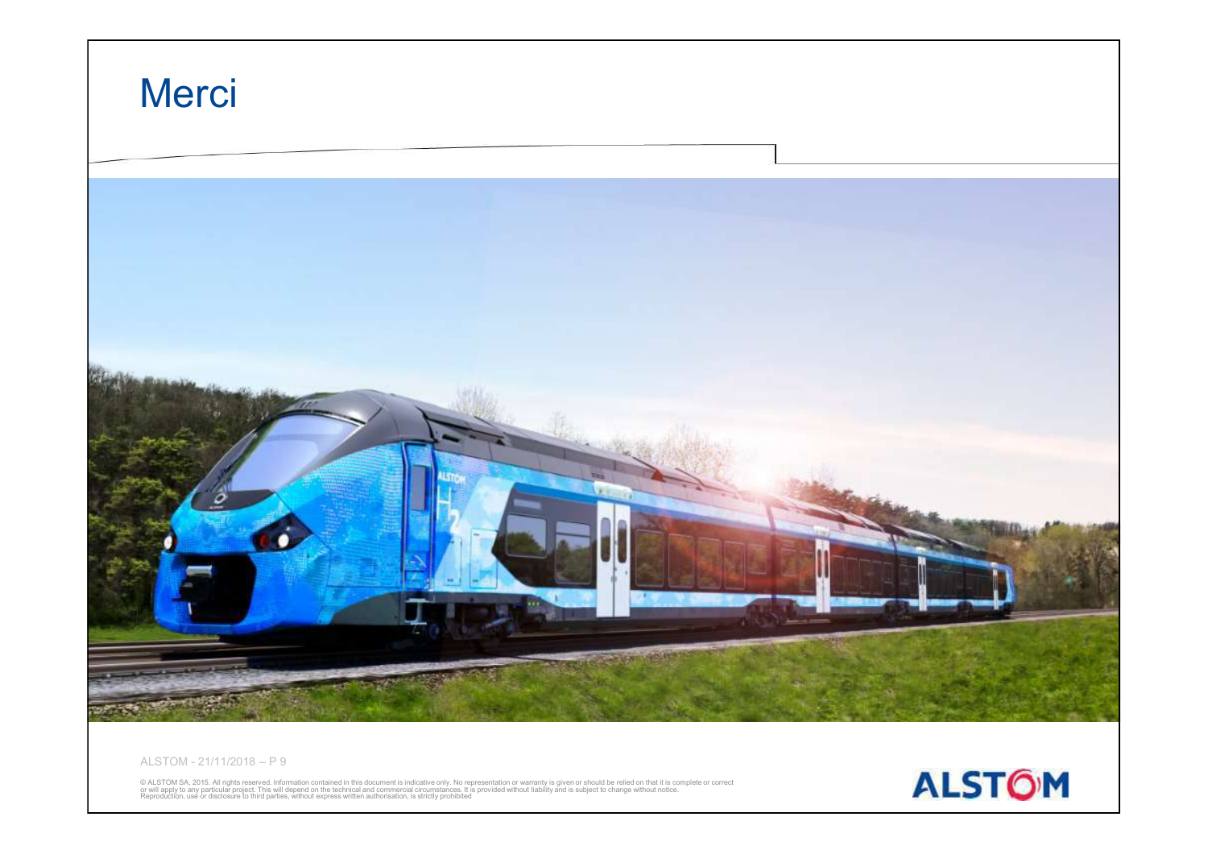# Merci

© ALSTOM SA, 2015. All rights reserved. Information contained in this document is indicative only. No representation or warranty is given or should be relied on that it is complete or correct or will apply to any particular project. This will depend on the technical and commercial circumstances. It is provided without liability and is subject to change without notice. Reproduction, use or disclosure to third parties, without express written authorisation, is strictly prohibited